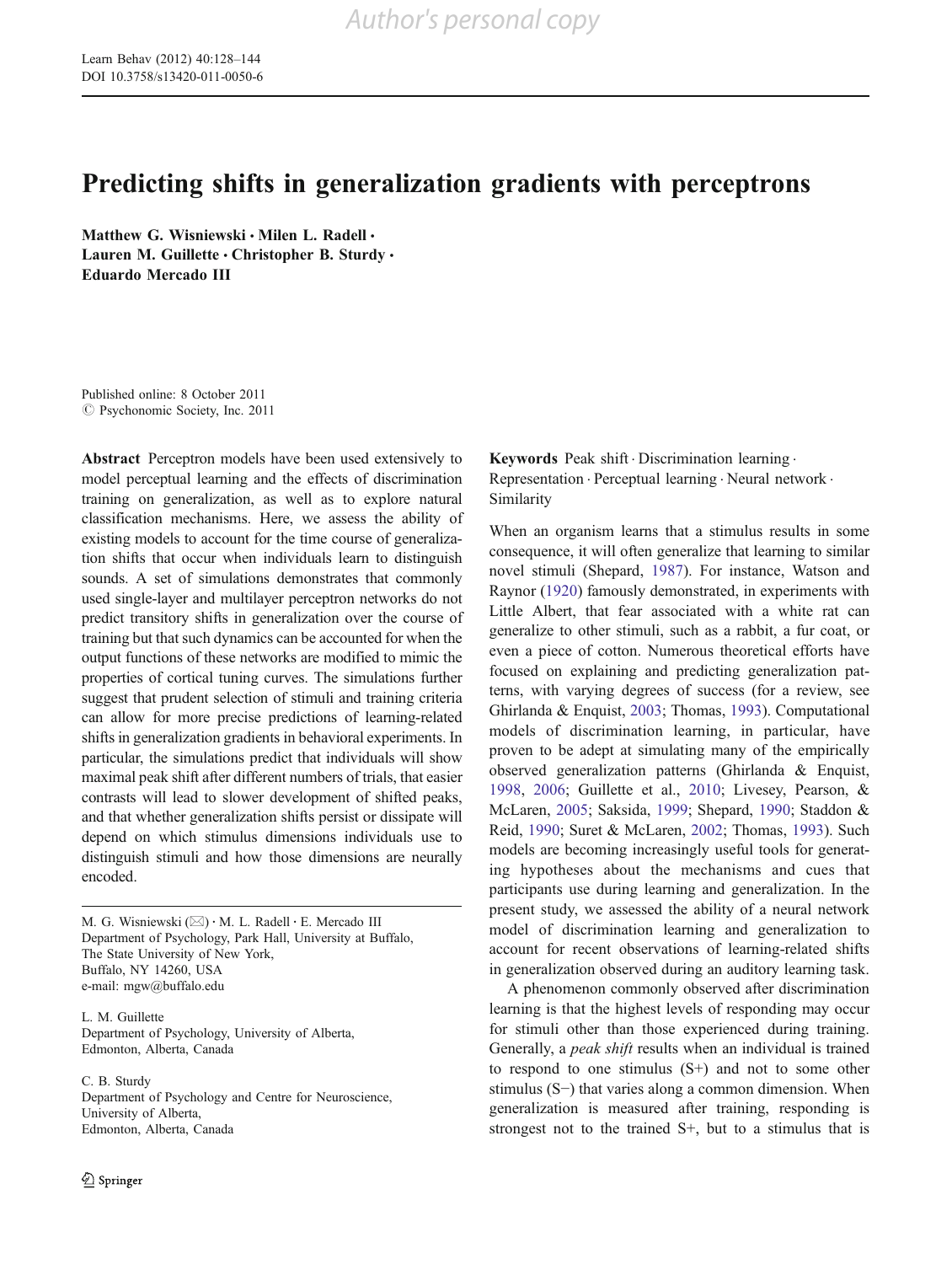# Predicting shifts in generalization gradients with perceptrons

**Matthew G. Wisniewski · Milen L. Radell · Lauren M. Guillette · Christopher B. Sturdy · Eduardo Mercado III**

Published online: 8 October 2011
© Psychonomic Society, Inc. 2011

**Abstract** Perceptron models have been used extensively to model perceptual learning and the effects of discrimination training on generalization, as well as to explore natural classification mechanisms. Here, we assess the ability of existing models to account for the time course of generalization shifts that occur when individuals learn to distinguish sounds. A set of simulations demonstrates that commonly used single-layer and multilayer perceptron networks do not predict transitory shifts in generalization over the course of training but that such dynamics can be accounted for when the output functions of these networks are modified to mimic the properties of cortical tuning curves. The simulations further suggest that prudent selection of stimuli and training criteria can allow for more precise predictions of learning-related shifts in generalization gradients in behavioral experiments. In particular, the simulations predict that individuals will show maximal peak shift after different numbers of trials, that easier contrasts will lead to slower development of shifted peaks, and that whether generalization shifts persist or dissipate will depend on which stimulus dimensions individuals use to distinguish stimuli and how those dimensions are neurally encoded.

**Keywords** Peak shift · Discrimination learning · Representation · Perceptual learning · Neural network · Similarity

M. G. Wisniewski (✉) · M. L. Radell · E. Mercado III
Department of Psychology, Park Hall, University at Buffalo, The State University of New York, Buffalo, NY 14260, USA
e-mail: mgw@buffalo.edu

L. M. Guillette
Department of Psychology, University of Alberta, Edmonton, Alberta, Canada

C. B. Sturdy
Department of Psychology and Centre for Neuroscience, University of Alberta, Edmonton, Alberta, Canada

When an organism learns that a stimulus results in some consequence, it will often generalize that learning to similar novel stimuli (Shepard, 1987). For instance, Watson and Raynor (1920) famously demonstrated, in experiments with Little Albert, that fear associated with a white rat can generalize to other stimuli, such as a rabbit, a fur coat, or even a piece of cotton. Numerous theoretical efforts have focused on explaining and predicting generalization patterns, with varying degrees of success (for a review, see Ghirlanda & Enquist, 2003; Thomas, 1993). Computational models of discrimination learning, in particular, have proven to be adept at simulating many of the empirically observed generalization patterns (Ghirlanda & Enquist, 1998, 2006; Guillette et al., 2010; Livesey, Pearson, & McLaren, 2005; Saksida, 1999; Shepard, 1990; Staddon & Reid, 1990; Suret & McLaren, 2002; Thomas, 1993). Such models are becoming increasingly useful tools for generating hypotheses about the mechanisms and cues that participants use during learning and generalization. In the present study, we assessed the ability of a neural network model of discrimination learning and generalization to account for recent observations of learning-related shifts in generalization observed during an auditory learning task.

A phenomenon commonly observed after discrimination learning is that the highest levels of responding may occur for stimuli other than those experienced during training. Generally, a *peak shift* results when an individual is trained to respond to one stimulus (S+) and not to some other stimulus (S−) that varies along a common dimension. When generalization is measured after training, responding is strongest not to the trained S+, but to a stimulus that is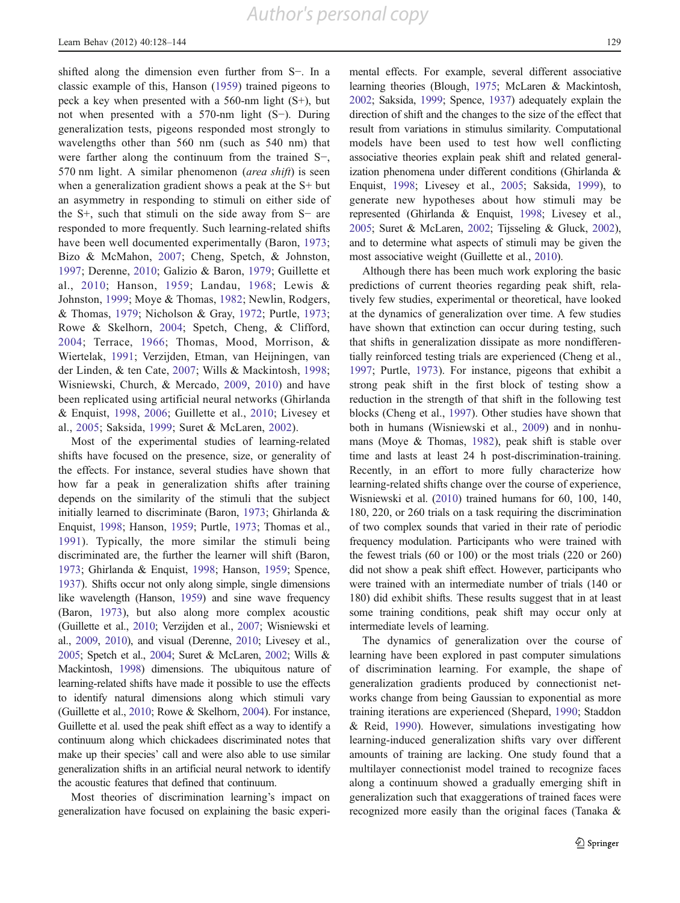shifted along the dimension even further from S−. In a classic example of this, Hanson (1959) trained pigeons to peck a key when presented with a 560-nm light (S+), but not when presented with a 570-nm light (S−). During generalization tests, pigeons responded most strongly to wavelengths other than 560 nm (such as 540 nm) that were farther along the continuum from the trained S−, 570 nm light. A similar phenomenon (*area shift*) is seen when a generalization gradient shows a peak at the S+ but an asymmetry in responding to stimuli on either side of the S+, such that stimuli on the side away from S− are responded to more frequently. Such learning-related shifts have been well documented experimentally (Baron, 1973; Bizo & McMahon, 2007; Cheng, Spetch, & Johnston, 1997; Derenne, 2010; Galizio & Baron, 1979; Guillette et al., 2010; Hanson, 1959; Landau, 1968; Lewis & Johnston, 1999; Moye & Thomas, 1982; Newlin, Rodgers, & Thomas, 1979; Nicholson & Gray, 1972; Purtle, 1973; Rowe & Skelhorn, 2004; Spetch, Cheng, & Clifford, 2004; Terrace, 1966; Thomas, Mood, Morrison, & Wiertelak, 1991; Verzijden, Etman, van Heijningen, van der Linden, & ten Cate, 2007; Wills & Mackintosh, 1998; Wisniewski, Church, & Mercado, 2009, 2010) and have been replicated using artificial neural networks (Ghirlanda & Enquist, 1998, 2006; Guillette et al., 2010; Livesey et al., 2005; Saksida, 1999; Suret & McLaren, 2002).

Most of the experimental studies of learning-related shifts have focused on the presence, size, or generality of the effects. For instance, several studies have shown that how far a peak in generalization shifts after training depends on the similarity of the stimuli that the subject initially learned to discriminate (Baron, 1973; Ghirlanda & Enquist, 1998; Hanson, 1959; Purtle, 1973; Thomas et al., 1991). Typically, the more similar the stimuli being discriminated are, the further the learner will shift (Baron, 1973; Ghirlanda & Enquist, 1998; Hanson, 1959; Spence, 1937). Shifts occur not only along simple, single dimensions like wavelength (Hanson, 1959) and sine wave frequency (Baron, 1973), but also along more complex acoustic (Guillette et al., 2010; Verzijden et al., 2007; Wisniewski et al., 2009, 2010), and visual (Derenne, 2010; Livesey et al., 2005; Spetch et al., 2004; Suret & McLaren, 2002; Wills & Mackintosh, 1998) dimensions. The ubiquitous nature of learning-related shifts have made it possible to use the effects to identify natural dimensions along which stimuli vary (Guillette et al., 2010; Rowe & Skelhorn, 2004). For instance, Guillette et al. used the peak shift effect as a way to identify a continuum along which chickadees discriminated notes that make up their species' call and were also able to use similar generalization shifts in an artificial neural network to identify the acoustic features that defined that continuum.

Most theories of discrimination learning's impact on generalization have focused on explaining the basic experimental effects. For example, several different associative learning theories (Blough, 1975; McLaren & Mackintosh, 2002; Saksida, 1999; Spence, 1937) adequately explain the direction of shift and the changes to the size of the effect that result from variations in stimulus similarity. Computational models have been used to test how well conflicting associative theories explain peak shift and related generalization phenomena under different conditions (Ghirlanda & Enquist, 1998; Livesey et al., 2005; Saksida, 1999), to generate new hypotheses about how stimuli may be represented (Ghirlanda & Enquist, 1998; Livesey et al., 2005; Suret & McLaren, 2002; Tijsseling & Gluck, 2002), and to determine what aspects of stimuli may be given the most associative weight (Guillette et al., 2010).

Although there has been much work exploring the basic predictions of current theories regarding peak shift, relatively few studies, experimental or theoretical, have looked at the dynamics of generalization over time. A few studies have shown that extinction can occur during testing, such that shifts in generalization dissipate as more nondifferentially reinforced testing trials are experienced (Cheng et al., 1997; Purtle, 1973). For instance, pigeons that exhibit a strong peak shift in the first block of testing show a reduction in the strength of that shift in the following test blocks (Cheng et al., 1997). Other studies have shown that both in humans (Wisniewski et al., 2009) and in nonhumans (Moye & Thomas, 1982), peak shift is stable over time and lasts at least 24 h post-discrimination-training. Recently, in an effort to more fully characterize how learning-related shifts change over the course of experience, Wisniewski et al. (2010) trained humans for 60, 100, 140, 180, 220, or 260 trials on a task requiring the discrimination of two complex sounds that varied in their rate of periodic frequency modulation. Participants who were trained with the fewest trials (60 or 100) or the most trials (220 or 260) did not show a peak shift effect. However, participants who were trained with an intermediate number of trials (140 or 180) did exhibit shifts. These results suggest that in at least some training conditions, peak shift may occur only at intermediate levels of learning.

The dynamics of generalization over the course of learning have been explored in past computer simulations of discrimination learning. For example, the shape of generalization gradients produced by connectionist networks change from being Gaussian to exponential as more training iterations are experienced (Shepard, 1990; Staddon & Reid, 1990). However, simulations investigating how learning-induced generalization shifts vary over different amounts of training are lacking. One study found that a multilayer connectionist model trained to recognize faces along a continuum showed a gradually emerging shift in generalization such that exaggerations of trained faces were recognized more easily than the original faces (Tanaka &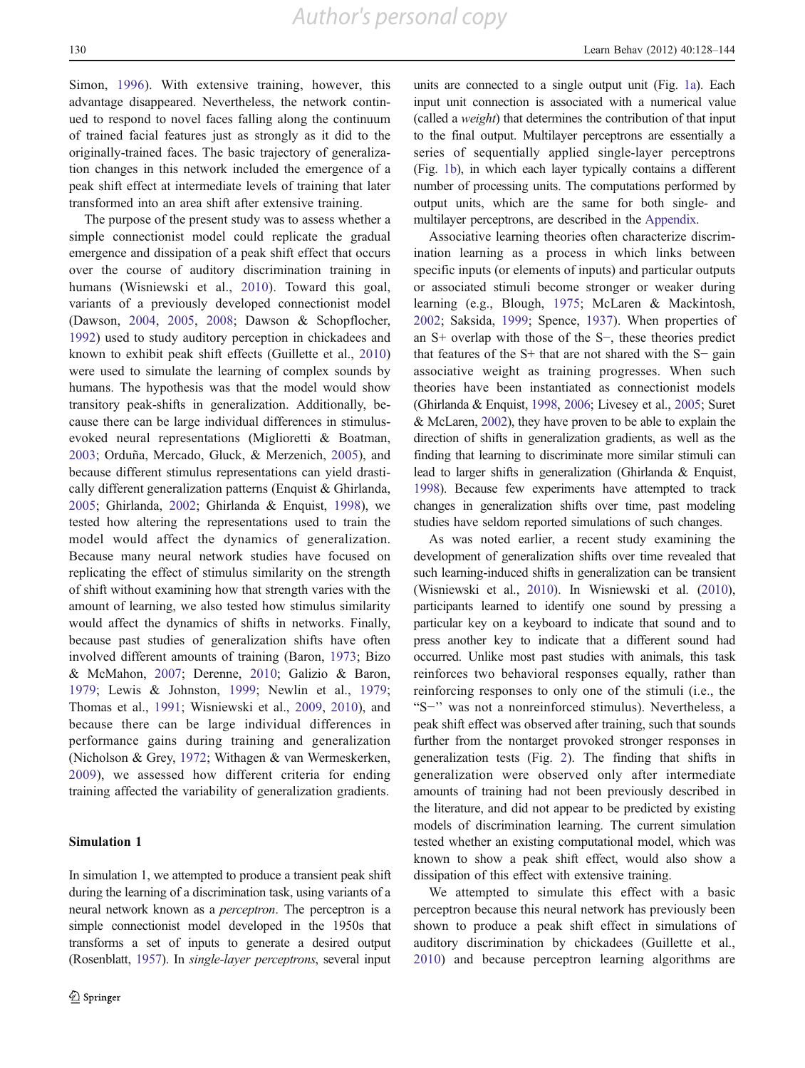Simon, 1996). With extensive training, however, this advantage disappeared. Nevertheless, the network continued to respond to novel faces falling along the continuum of trained facial features just as strongly as it did to the originally-trained faces. The basic trajectory of generalization changes in this network included the emergence of a peak shift effect at intermediate levels of training that later transformed into an area shift after extensive training.

The purpose of the present study was to assess whether a simple connectionist model could replicate the gradual emergence and dissipation of a peak shift effect that occurs over the course of auditory discrimination training in humans (Wisniewski et al., 2010). Toward this goal, variants of a previously developed connectionist model (Dawson, 2004, 2005, 2008; Dawson & Schopflocher, 1992) used to study auditory perception in chickadees and known to exhibit peak shift effects (Guillette et al., 2010) were used to simulate the learning of complex sounds by humans. The hypothesis was that the model would show transitory peak-shifts in generalization. Additionally, because there can be large individual differences in stimulus-evoked neural representations (Miglioretti & Boatman, 2003; Orduña, Mercado, Gluck, & Merzenich, 2005), and because different stimulus representations can yield drastically different generalization patterns (Enquist & Ghirlanda, 2005; Ghirlanda, 2002; Ghirlanda & Enquist, 1998), we tested how altering the representations used to train the model would affect the dynamics of generalization. Because many neural network studies have focused on replicating the effect of stimulus similarity on the strength of shift without examining how that strength varies with the amount of learning, we also tested how stimulus similarity would affect the dynamics of shifts in networks. Finally, because past studies of generalization shifts have often involved different amounts of training (Baron, 1973; Bizo & McMahon, 2007; Derenne, 2010; Galizio & Baron, 1979; Lewis & Johnston, 1999; Newlin et al., 1979; Thomas et al., 1991; Wisniewski et al., 2009, 2010), and because there can be large individual differences in performance gains during training and generalization (Nicholson & Grey, 1972; Withagen & van Wermeskerken, 2009), we assessed how different criteria for ending training affected the variability of generalization gradients.

## Simulation 1

In simulation 1, we attempted to produce a transient peak shift during the learning of a discrimination task, using variants of a neural network known as a *perceptron*. The perceptron is a simple connectionist model developed in the 1950s that transforms a set of inputs to generate a desired output (Rosenblatt, 1957). In *single-layer perceptrons*, several input units are connected to a single output unit (Fig. 1a). Each input unit connection is associated with a numerical value (called a *weight*) that determines the contribution of that input to the final output. Multilayer perceptrons are essentially a series of sequentially applied single-layer perceptrons (Fig. 1b), in which each layer typically contains a different number of processing units. The computations performed by output units, which are the same for both single- and multilayer perceptrons, are described in the Appendix.

Associative learning theories often characterize discrimination learning as a process in which links between specific inputs (or elements of inputs) and particular outputs or associated stimuli become stronger or weaker during learning (e.g., Blough, 1975; McLaren & Mackintosh, 2002; Saksida, 1999; Spence, 1937). When properties of an S+ overlap with those of the S−, these theories predict that features of the S+ that are not shared with the S− gain associative weight as training progresses. When such theories have been instantiated as connectionist models (Ghirlanda & Enquist, 1998, 2006; Livesey et al., 2005; Suret & McLaren, 2002), they have proven to be able to explain the direction of shifts in generalization gradients, as well as the finding that learning to discriminate more similar stimuli can lead to larger shifts in generalization (Ghirlanda & Enquist, 1998). Because few experiments have attempted to track changes in generalization shifts over time, past modeling studies have seldom reported simulations of such changes.

As was noted earlier, a recent study examining the development of generalization shifts over time revealed that such learning-induced shifts in generalization can be transient (Wisniewski et al., 2010). In Wisniewski et al. (2010), participants learned to identify one sound by pressing a particular key on a keyboard to indicate that sound and to press another key to indicate that a different sound had occurred. Unlike most past studies with animals, this task reinforces two behavioral responses equally, rather than reinforcing responses to only one of the stimuli (i.e., the "S−" was not a nonreinforced stimulus). Nevertheless, a peak shift effect was observed after training, such that sounds further from the nontarget provoked stronger responses in generalization tests (Fig. 2). The finding that shifts in generalization were observed only after intermediate amounts of training had not been previously described in the literature, and did not appear to be predicted by existing models of discrimination learning. The current simulation tested whether an existing computational model, which was known to show a peak shift effect, would also show a dissipation of this effect with extensive training.

We attempted to simulate this effect with a basic perceptron because this neural network has previously been shown to produce a peak shift effect in simulations of auditory discrimination by chickadees (Guillette et al., 2010) and because perceptron learning algorithms are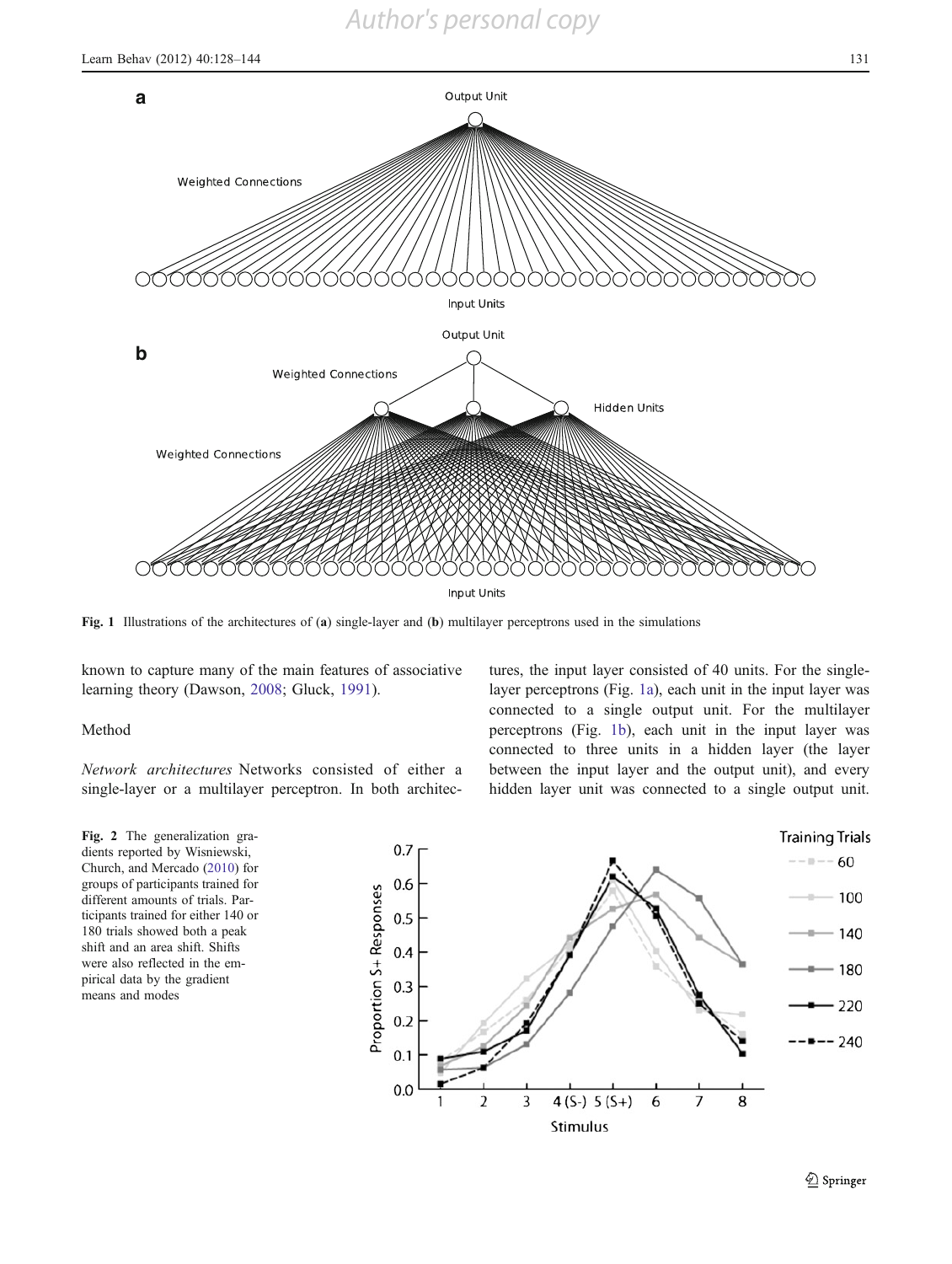Fig. 1 Illustrations of the architectures of (**a**) single-layer and (**b**) multilayer perceptrons used in the simulations

known to capture many of the main features of associative learning theory (Dawson, 2008; Gluck, 1991).

## Method

*Network architectures* Networks consisted of either a single-layer or a multilayer perceptron. In both architectures, the input layer consisted of 40 units. For the single-layer perceptrons (Fig. 1a), each unit in the input layer was connected to a single output unit. For the multilayer perceptrons (Fig. 1b), each unit in the input layer was connected to three units in a hidden layer (the layer between the input layer and the output unit), and every hidden layer unit was connected to a single output unit.

**Fig. 2** The generalization gradients reported by Wisniewski, Church, and Mercado (2010) for groups of participants trained for different amounts of trials. Participants trained for either 140 or 180 trials showed both a peak shift and an area shift. Shifts were also reflected in the empirical data by the gradient means and modes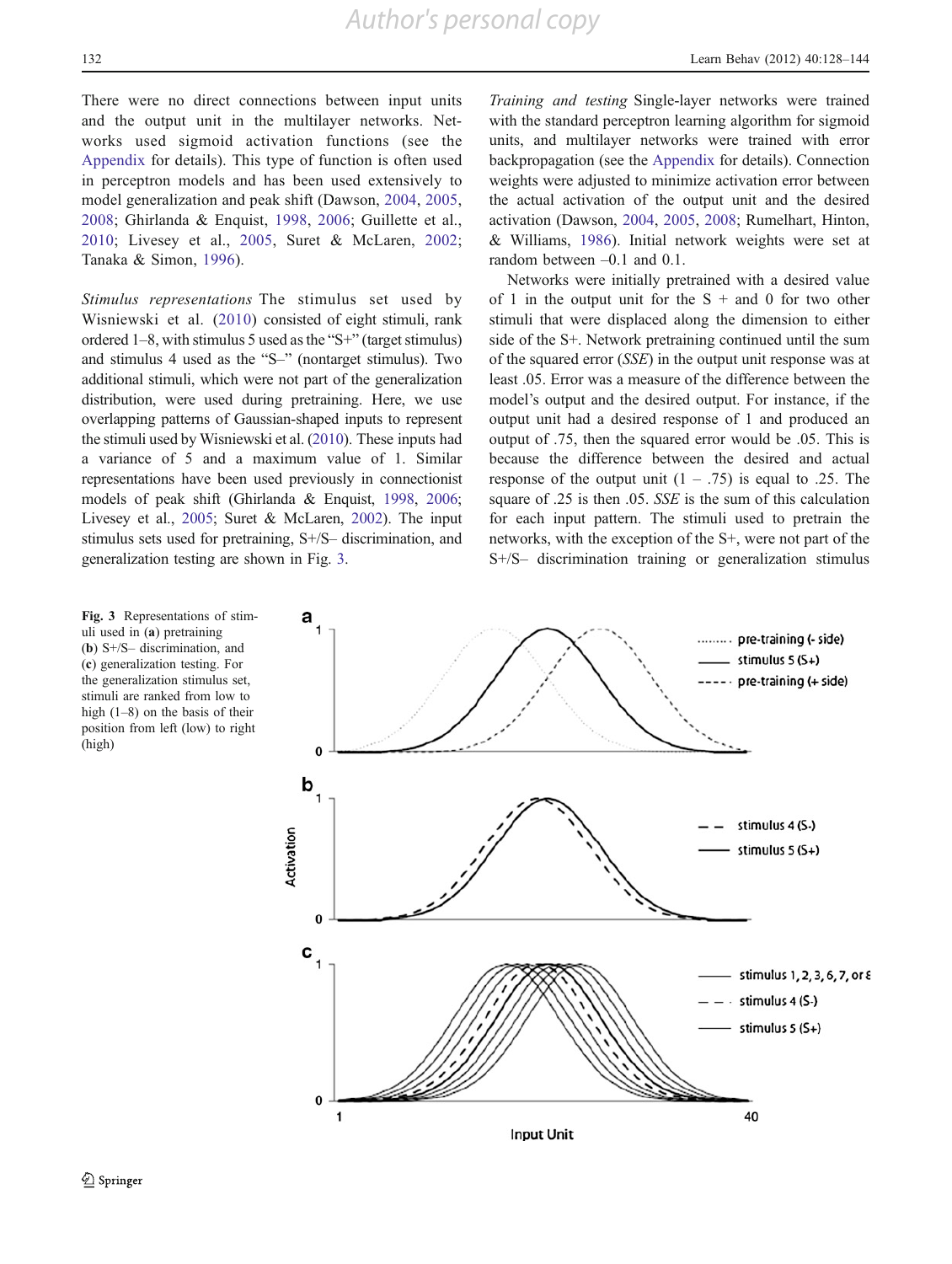There were no direct connections between input units and the output unit in the multilayer networks. Networks used sigmoid activation functions (see the Appendix for details). This type of function is often used in perceptron models and has been used extensively to model generalization and peak shift (Dawson, 2004, 2005, 2008; Ghirlanda & Enquist, 1998, 2006; Guillette et al., 2010; Livesey et al., 2005, Suret & McLaren, 2002; Tanaka & Simon, 1996).

*Stimulus representations* The stimulus set used by Wisniewski et al. (2010) consisted of eight stimuli, rank ordered 1–8, with stimulus 5 used as the "S+" (target stimulus) and stimulus 4 used as the "S–" (nontarget stimulus). Two additional stimuli, which were not part of the generalization distribution, were used during pretraining. Here, we use overlapping patterns of Gaussian-shaped inputs to represent the stimuli used by Wisniewski et al. (2010). These inputs had a variance of 5 and a maximum value of 1. Similar representations have been used previously in connectionist models of peak shift (Ghirlanda & Enquist, 1998, 2006; Livesey et al., 2005; Suret & McLaren, 2002). The input stimulus sets used for pretraining, S+/S– discrimination, and generalization testing are shown in Fig. 3.

*Training and testing* Single-layer networks were trained with the standard perceptron learning algorithm for sigmoid units, and multilayer networks were trained with error backpropagation (see the Appendix for details). Connection weights were adjusted to minimize activation error between the actual activation of the output unit and the desired activation (Dawson, 2004, 2005, 2008; Rumelhart, Hinton, & Williams, 1986). Initial network weights were set at random between –0.1 and 0.1.

Networks were initially pretrained with a desired value of 1 in the output unit for the S + and 0 for two other stimuli that were displaced along the dimension to either side of the S+. Network pretraining continued until the sum of the squared error (*SSE*) in the output unit response was at least .05. Error was a measure of the difference between the model's output and the desired output. For instance, if the output unit had a desired response of 1 and produced an output of .75, then the squared error would be .05. This is because the difference between the desired and actual response of the output unit (1 – .75) is equal to .25. The square of .25 is then .05. *SSE* is the sum of this calculation for each input pattern. The stimuli used to pretrain the networks, with the exception of the S+, were not part of the S+/S– discrimination training or generalization stimulus

**Fig. 3** Representations of stimuli used in (**a**) pretraining (**b**) S+/S– discrimination, and (**c**) generalization testing. For the generalization stimulus set, stimuli are ranked from low to high (1–8) on the basis of their position from left (low) to right (high)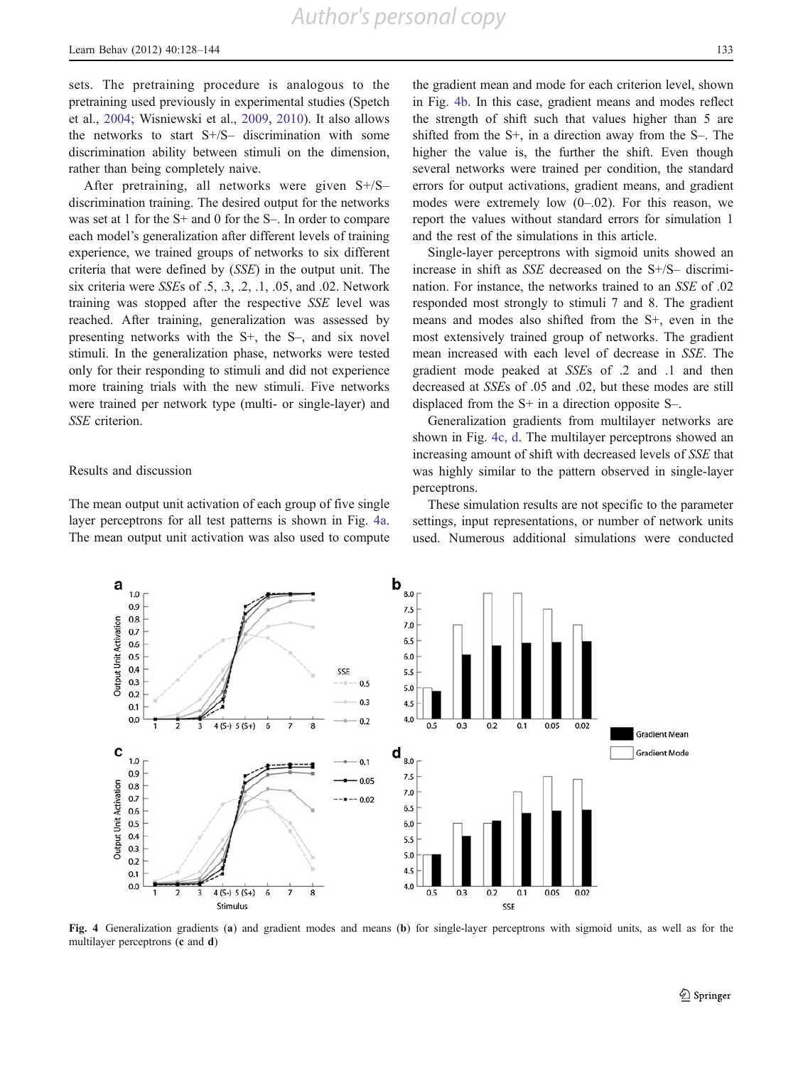sets. The pretraining procedure is analogous to the pretraining used previously in experimental studies (Spetch et al., 2004; Wisniewski et al., 2009, 2010). It also allows the networks to start S+/S– discrimination with some discrimination ability between stimuli on the dimension, rather than being completely naive.

After pretraining, all networks were given S+/S– discrimination training. The desired output for the networks was set at 1 for the S+ and 0 for the S–. In order to compare each model's generalization after different levels of training experience, we trained groups of networks to six different criteria that were defined by (*SSE*) in the output unit. The six criteria were *SSE*s of .5, .3, .2, .1, .05, and .02. Network training was stopped after the respective *SSE* level was reached. After training, generalization was assessed by presenting networks with the S+, the S–, and six novel stimuli. In the generalization phase, networks were tested only for their responding to stimuli and did not experience more training trials with the new stimuli. Five networks were trained per network type (multi- or single-layer) and *SSE* criterion.

## Results and discussion

The mean output unit activation of each group of five single layer perceptrons for all test patterns is shown in Fig. 4a. The mean output unit activation was also used to compute the gradient mean and mode for each criterion level, shown in Fig. 4b. In this case, gradient means and modes reflect the strength of shift such that values higher than 5 are shifted from the S+, in a direction away from the S–. The higher the value is, the further the shift. Even though several networks were trained per condition, the standard errors for output activations, gradient means, and gradient modes were extremely low (0–.02). For this reason, we report the values without standard errors for simulation 1 and the rest of the simulations in this article.

Single-layer perceptrons with sigmoid units showed an increase in shift as *SSE* decreased on the S+/S– discrimination. For instance, the networks trained to an *SSE* of .02 responded most strongly to stimuli 7 and 8. The gradient means and modes also shifted from the S+, even in the most extensively trained group of networks. The gradient mean increased with each level of decrease in *SSE*. The gradient mode peaked at *SSE*s of .2 and .1 and then decreased at *SSE*s of .05 and .02, but these modes are still displaced from the S+ in a direction opposite S–.

Generalization gradients from multilayer networks are shown in Fig. 4c, d. The multilayer perceptrons showed an increasing amount of shift with decreased levels of *SSE* that was highly similar to the pattern observed in single-layer perceptrons.

These simulation results are not specific to the parameter settings, input representations, or number of network units used. Numerous additional simulations were conducted

**Fig. 4** Generalization gradients (**a**) and gradient modes and means (**b**) for single-layer perceptrons with sigmoid units, as well as for the multilayer perceptrons (**c** and **d**)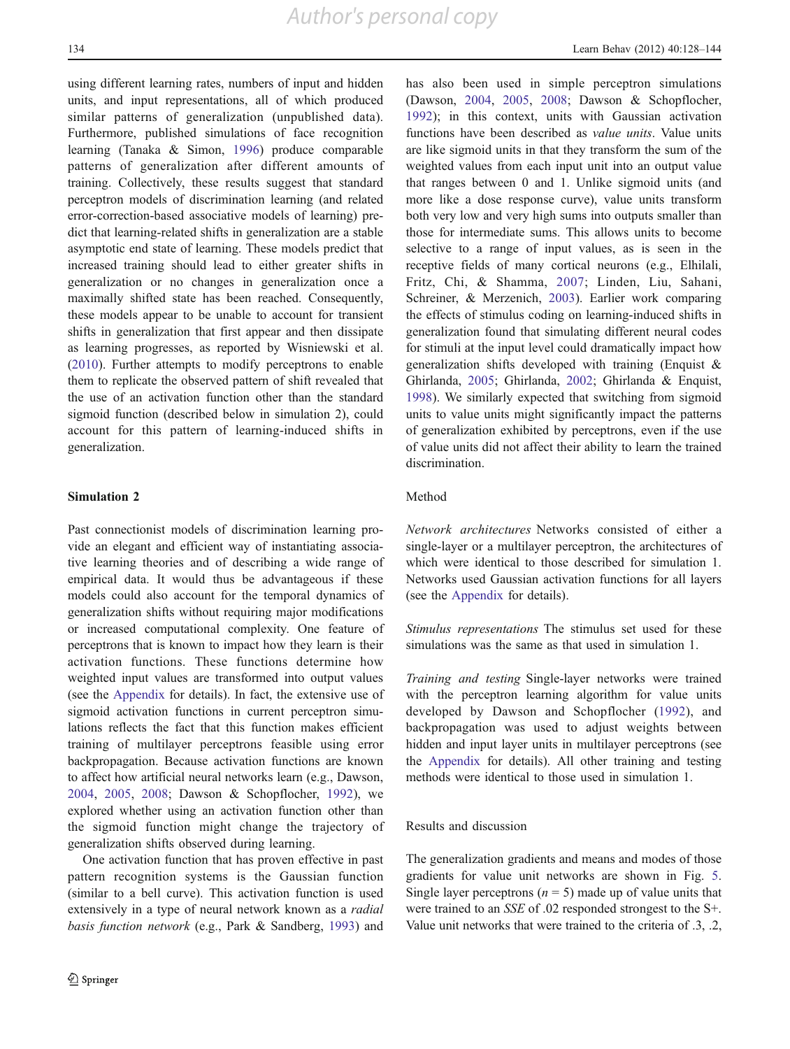using different learning rates, numbers of input and hidden units, and input representations, all of which produced similar patterns of generalization (unpublished data). Furthermore, published simulations of face recognition learning (Tanaka & Simon, 1996) produce comparable patterns of generalization after different amounts of training. Collectively, these results suggest that standard perceptron models of discrimination learning (and related error-correction-based associative models of learning) predict that learning-related shifts in generalization are a stable asymptotic end state of learning. These models predict that increased training should lead to either greater shifts in generalization or no changes in generalization once a maximally shifted state has been reached. Consequently, these models appear to be unable to account for transient shifts in generalization that first appear and then dissipate as learning progresses, as reported by Wisniewski et al. (2010). Further attempts to modify perceptrons to enable them to replicate the observed pattern of shift revealed that the use of an activation function other than the standard sigmoid function (described below in simulation 2), could account for this pattern of learning-induced shifts in generalization.

## Simulation 2

Past connectionist models of discrimination learning provide an elegant and efficient way of instantiating associative learning theories and of describing a wide range of empirical data. It would thus be advantageous if these models could also account for the temporal dynamics of generalization shifts without requiring major modifications or increased computational complexity. One feature of perceptrons that is known to impact how they learn is their activation functions. These functions determine how weighted input values are transformed into output values (see the Appendix for details). In fact, the extensive use of sigmoid activation functions in current perceptron simulations reflects the fact that this function makes efficient training of multilayer perceptrons feasible using error backpropagation. Because activation functions are known to affect how artificial neural networks learn (e.g., Dawson, 2004, 2005, 2008; Dawson & Schopflocher, 1992), we explored whether using an activation function other than the sigmoid function might change the trajectory of generalization shifts observed during learning.

One activation function that has proven effective in past pattern recognition systems is the Gaussian function (similar to a bell curve). This activation function is used extensively in a type of neural network known as a *radial basis function network* (e.g., Park & Sandberg, 1993) and has also been used in simple perceptron simulations (Dawson, 2004, 2005, 2008; Dawson & Schopflocher, 1992); in this context, units with Gaussian activation functions have been described as *value units*. Value units are like sigmoid units in that they transform the sum of the weighted values from each input unit into an output value that ranges between 0 and 1. Unlike sigmoid units (and more like a dose response curve), value units transform both very low and very high sums into outputs smaller than those for intermediate sums. This allows units to become selective to a range of input values, as is seen in the receptive fields of many cortical neurons (e.g., Elhilali, Fritz, Chi, & Shamma, 2007; Linden, Liu, Sahani, Schreiner, & Merzenich, 2003). Earlier work comparing the effects of stimulus coding on learning-induced shifts in generalization found that simulating different neural codes for stimuli at the input level could dramatically impact how generalization shifts developed with training (Enquist & Ghirlanda, 2005; Ghirlanda, 2002; Ghirlanda & Enquist, 1998). We similarly expected that switching from sigmoid units to value units might significantly impact the patterns of generalization exhibited by perceptrons, even if the use of value units did not affect their ability to learn the trained discrimination.

### Method

*Network architectures* Networks consisted of either a single-layer or a multilayer perceptron, the architectures of which were identical to those described for simulation 1. Networks used Gaussian activation functions for all layers (see the Appendix for details).

*Stimulus representations* The stimulus set used for these simulations was the same as that used in simulation 1.

*Training and testing* Single-layer networks were trained with the perceptron learning algorithm for value units developed by Dawson and Schopflocher (1992), and backpropagation was used to adjust weights between hidden and input layer units in multilayer perceptrons (see the Appendix for details). All other training and testing methods were identical to those used in simulation 1.

### Results and discussion

The generalization gradients and means and modes of those gradients for value unit networks are shown in Fig. 5. Single layer perceptrons ($n = 5$) made up of value units that were trained to an *SSE* of .02 responded strongest to the S+. Value unit networks that were trained to the criteria of .3, .2,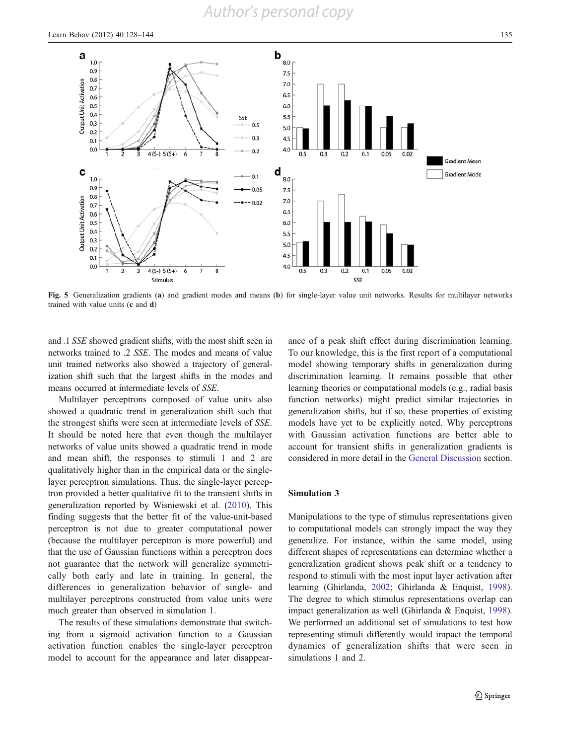**Fig. 5** Generalization gradients (**a**) and gradient modes and means (**b**) for single-layer value unit networks. Results for multilayer networks trained with value units (**c** and **d**)

and .1 *SSE* showed gradient shifts, with the most shift seen in networks trained to .2 *SSE*. The modes and means of value unit trained networks also showed a trajectory of generalization shift such that the largest shifts in the modes and means occurred at intermediate levels of *SSE*.

Multilayer perceptrons composed of value units also showed a quadratic trend in generalization shift such that the strongest shifts were seen at intermediate levels of *SSE*. It should be noted here that even though the multilayer networks of value units showed a quadratic trend in mode and mean shift, the responses to stimuli 1 and 2 are qualitatively higher than in the empirical data or the single-layer perceptron simulations. Thus, the single-layer perceptron provided a better qualitative fit to the transient shifts in generalization reported by Wisniewski et al. (2010). This finding suggests that the better fit of the value-unit-based perceptron is not due to greater computational power (because the multilayer perceptron is more powerful) and that the use of Gaussian functions within a perceptron does not guarantee that the network will generalize symmetrically both early and late in training. In general, the differences in generalization behavior of single- and multilayer perceptrons constructed from value units were much greater than observed in simulation 1.

The results of these simulations demonstrate that switching from a sigmoid activation function to a Gaussian activation function enables the single-layer perceptron model to account for the appearance and later disappearance of a peak shift effect during discrimination learning. To our knowledge, this is the first report of a computational model showing temporary shifts in generalization during discrimination learning. It remains possible that other learning theories or computational models (e.g., radial basis function networks) might predict similar trajectories in generalization shifts, but if so, these properties of existing models have yet to be explicitly noted. Why perceptrons with Gaussian activation functions are better able to account for transient shifts in generalization gradients is considered in more detail in the General Discussion section.

## Simulation 3

Manipulations to the type of stimulus representations given to computational models can strongly impact the way they generalize. For instance, within the same model, using different shapes of representations can determine whether a generalization gradient shows peak shift or a tendency to respond to stimuli with the most input layer activation after learning (Ghirlanda, 2002; Ghirlanda & Enquist, 1998). The degree to which stimulus representations overlap can impact generalization as well (Ghirlanda & Enquist, 1998). We performed an additional set of simulations to test how representing stimuli differently would impact the temporal dynamics of generalization shifts that were seen in simulations 1 and 2.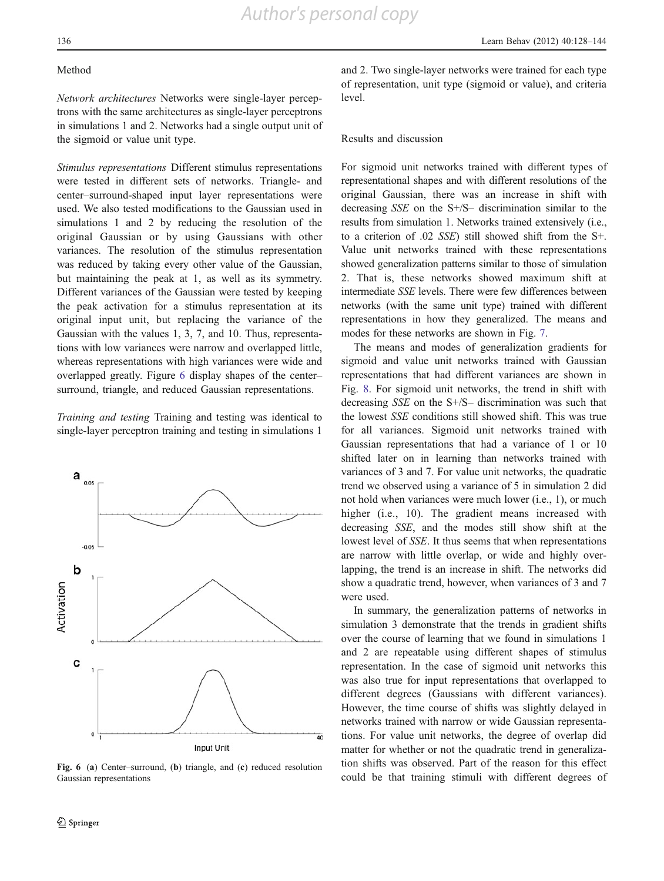### Method

*Network architectures* Networks were single-layer perceptrons with the same architectures as single-layer perceptrons in simulations 1 and 2. Networks had a single output unit of the sigmoid or value unit type.

*Stimulus representations* Different stimulus representations were tested in different sets of networks. Triangle- and center–surround-shaped input layer representations were used. We also tested modifications to the Gaussian used in simulations 1 and 2 by reducing the resolution of the original Gaussian or by using Gaussians with other variances. The resolution of the stimulus representation was reduced by taking every other value of the Gaussian, but maintaining the peak at 1, as well as its symmetry. Different variances of the Gaussian were tested by keeping the peak activation for a stimulus representation at its original input unit, but replacing the variance of the Gaussian with the values 1, 3, 7, and 10. Thus, representations with low variances were narrow and overlapped little, whereas representations with high variances were wide and overlapped greatly. Figure 6 display shapes of the center–surround, triangle, and reduced Gaussian representations.

*Training and testing* Training and testing was identical to single-layer perceptron training and testing in simulations 1 and 2. Two single-layer networks were trained for each type of representation, unit type (sigmoid or value), and criteria level.

**Fig. 6** (**a**) Center–surround, (**b**) triangle, and (**c**) reduced resolution Gaussian representations

### Results and discussion

For sigmoid unit networks trained with different types of representational shapes and with different resolutions of the original Gaussian, there was an increase in shift with decreasing *SSE* on the S+/S– discrimination similar to the results from simulation 1. Networks trained extensively (i.e., to a criterion of .02 *SSE*) still showed shift from the S+. Value unit networks trained with these representations showed generalization patterns similar to those of simulation 2. That is, these networks showed maximum shift at intermediate *SSE* levels. There were few differences between networks (with the same unit type) trained with different representations in how they generalized. The means and modes for these networks are shown in Fig. 7.

The means and modes of generalization gradients for sigmoid and value unit networks trained with Gaussian representations that had different variances are shown in Fig. 8. For sigmoid unit networks, the trend in shift with decreasing *SSE* on the S+/S– discrimination was such that the lowest *SSE* conditions still showed shift. This was true for all variances. Sigmoid unit networks trained with Gaussian representations that had a variance of 1 or 10 shifted later on in learning than networks trained with variances of 3 and 7. For value unit networks, the quadratic trend we observed using a variance of 5 in simulation 2 did not hold when variances were much lower (i.e., 1), or much higher (i.e., 10). The gradient means increased with decreasing *SSE*, and the modes still show shift at the lowest level of *SSE*. It thus seems that when representations are narrow with little overlap, or wide and highly overlapping, the trend is an increase in shift. The networks did show a quadratic trend, however, when variances of 3 and 7 were used.

In summary, the generalization patterns of networks in simulation 3 demonstrate that the trends in gradient shifts over the course of learning that we found in simulations 1 and 2 are repeatable using different shapes of stimulus representation. In the case of sigmoid unit networks this was also true for input representations that overlapped to different degrees (Gaussians with different variances). However, the time course of shifts was slightly delayed in networks trained with narrow or wide Gaussian representations. For value unit networks, the degree of overlap did matter for whether or not the quadratic trend in generalization shifts was observed. Part of the reason for this effect could be that training stimuli with different degrees of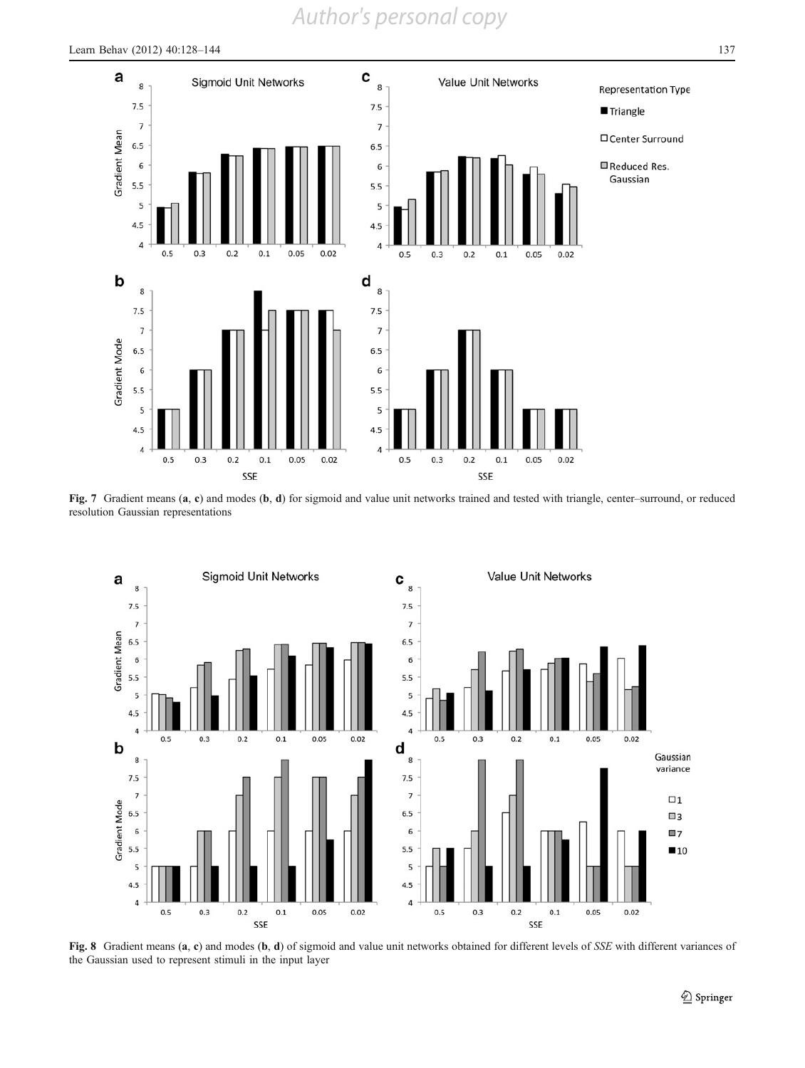**Fig. 7** Gradient means (**a**, **c**) and modes (**b**, **d**) for sigmoid and value unit networks trained and tested with triangle, center–surround, or reduced resolution Gaussian representations

**Fig. 8** Gradient means (**a**, **c**) and modes (**b**, **d**) of sigmoid and value unit networks obtained for different levels of *SSE* with different variances of the Gaussian used to represent stimuli in the input layer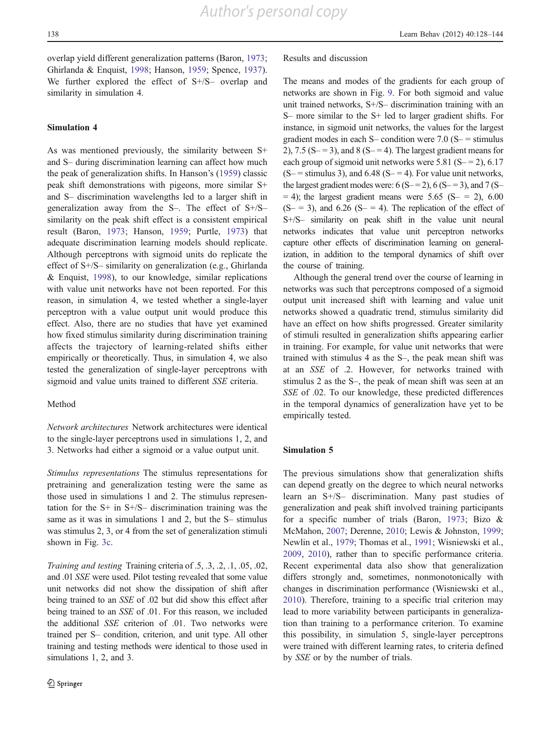overlap yield different generalization patterns (Baron, 1973; Ghirlanda & Enquist, 1998; Hanson, 1959; Spence, 1937). We further explored the effect of S+/S– overlap and similarity in simulation 4.

## Simulation 4

As was mentioned previously, the similarity between S+ and S– during discrimination learning can affect how much the peak of generalization shifts. In Hanson's (1959) classic peak shift demonstrations with pigeons, more similar S+ and S– discrimination wavelengths led to a larger shift in generalization away from the S–. The effect of S+/S– similarity on the peak shift effect is a consistent empirical result (Baron, 1973; Hanson, 1959; Purtle, 1973) that adequate discrimination learning models should replicate. Although perceptrons with sigmoid units do replicate the effect of S+/S– similarity on generalization (e.g., Ghirlanda & Enquist, 1998), to our knowledge, similar replications with value unit networks have not been reported. For this reason, in simulation 4, we tested whether a single-layer perceptron with a value output unit would produce this effect. Also, there are no studies that have yet examined how fixed stimulus similarity during discrimination training affects the trajectory of learning-related shifts either empirically or theoretically. Thus, in simulation 4, we also tested the generalization of single-layer perceptrons with sigmoid and value units trained to different *SSE* criteria.

### Method

*Network architectures* Network architectures were identical to the single-layer perceptrons used in simulations 1, 2, and 3. Networks had either a sigmoid or a value output unit.

*Stimulus representations* The stimulus representations for pretraining and generalization testing were the same as those used in simulations 1 and 2. The stimulus representation for the S+ in S+/S– discrimination training was the same as it was in simulations 1 and 2, but the S– stimulus was stimulus 2, 3, or 4 from the set of generalization stimuli shown in Fig. 3c.

*Training and testing* Training criteria of .5, .3, .2, .1, .05, .02, and .01 *SSE* were used. Pilot testing revealed that some value unit networks did not show the dissipation of shift after being trained to an *SSE* of .02 but did show this effect after being trained to an *SSE* of .01. For this reason, we included the additional *SSE* criterion of .01. Two networks were trained per S– condition, criterion, and unit type. All other training and testing methods were identical to those used in simulations 1, 2, and 3.

### Results and discussion

The means and modes of the gradients for each group of networks are shown in Fig. 9. For both sigmoid and value unit trained networks, S+/S– discrimination training with an S– more similar to the S+ led to larger gradient shifts. For instance, in sigmoid unit networks, the values for the largest gradient modes in each S– condition were 7.0 (S– = stimulus 2), 7.5 (S– = 3), and 8 (S– = 4). The largest gradient means for each group of sigmoid unit networks were 5.81 (S– = 2), 6.17 (S– = stimulus 3), and 6.48 (S– = 4). For value unit networks, the largest gradient modes were: 6 (S– = 2), 6 (S– = 3), and 7 (S– = 4); the largest gradient means were 5.65 (S– = 2), 6.00 (S– = 3), and 6.26 (S– = 4). The replication of the effect of S+/S– similarity on peak shift in the value unit neural networks indicates that value unit perceptron networks capture other effects of discrimination learning on generalization, in addition to the temporal dynamics of shift over the course of training.

Although the general trend over the course of learning in networks was such that perceptrons composed of a sigmoid output unit increased shift with learning and value unit networks showed a quadratic trend, stimulus similarity did have an effect on how shifts progressed. Greater similarity of stimuli resulted in generalization shifts appearing earlier in training. For example, for value unit networks that were trained with stimulus 4 as the S–, the peak mean shift was at an *SSE* of .2. However, for networks trained with stimulus 2 as the S–, the peak of mean shift was seen at an *SSE* of .02. To our knowledge, these predicted differences in the temporal dynamics of generalization have yet to be empirically tested.

## Simulation 5

The previous simulations show that generalization shifts can depend greatly on the degree to which neural networks learn an S+/S– discrimination. Many past studies of generalization and peak shift involved training participants for a specific number of trials (Baron, 1973; Bizo & McMahon, 2007; Derenne, 2010; Lewis & Johnston, 1999; Newlin et al., 1979; Thomas et al., 1991; Wisniewski et al., 2009, 2010), rather than to specific performance criteria. Recent experimental data also show that generalization differs strongly and, sometimes, nonmonotonically with changes in discrimination performance (Wisniewski et al., 2010). Therefore, training to a specific trial criterion may lead to more variability between participants in generalization than training to a performance criterion. To examine this possibility, in simulation 5, single-layer perceptrons were trained with different learning rates, to criteria defined by *SSE* or by the number of trials.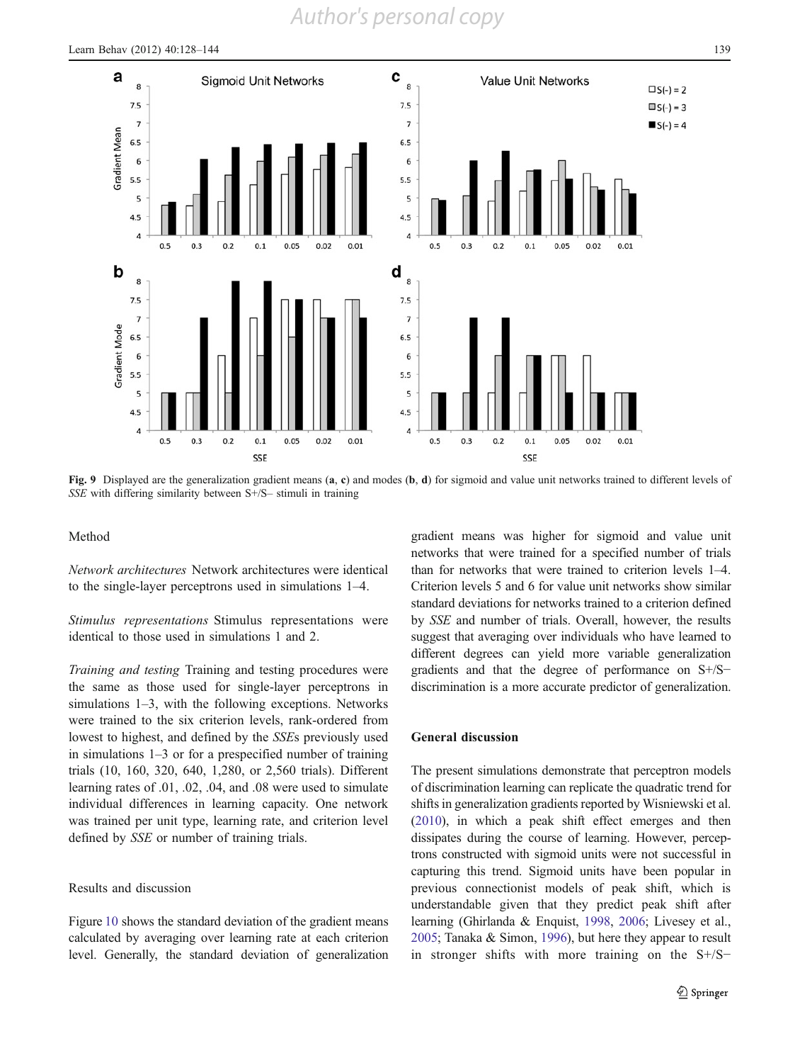Fig. 9 Displayed are the generalization gradient means (**a**, **c**) and modes (**b**, **d**) for sigmoid and value unit networks trained to different levels of *SSE* with differing similarity between S+/S– stimuli in training

Method

*Network architectures* Network architectures were identical to the single-layer perceptrons used in simulations 1–4.

*Stimulus representations* Stimulus representations were identical to those used in simulations 1 and 2.

*Training and testing* Training and testing procedures were the same as those used for single-layer perceptrons in simulations 1–3, with the following exceptions. Networks were trained to the six criterion levels, rank-ordered from lowest to highest, and defined by the *SSE*s previously used in simulations 1–3 or for a prespecified number of training trials (10, 160, 320, 640, 1,280, or 2,560 trials). Different learning rates of .01, .02, .04, and .08 were used to simulate individual differences in learning capacity. One network was trained per unit type, learning rate, and criterion level defined by *SSE* or number of training trials.

Results and discussion

Figure 10 shows the standard deviation of the gradient means calculated by averaging over learning rate at each criterion level. Generally, the standard deviation of generalization gradient means was higher for sigmoid and value unit networks that were trained for a specified number of trials than for networks that were trained to criterion levels 1–4. Criterion levels 5 and 6 for value unit networks show similar standard deviations for networks trained to a criterion defined by *SSE* and number of trials. Overall, however, the results suggest that averaging over individuals who have learned to different degrees can yield more variable generalization gradients and that the degree of performance on S+/S− discrimination is a more accurate predictor of generalization.

## General discussion

The present simulations demonstrate that perceptron models of discrimination learning can replicate the quadratic trend for shifts in generalization gradients reported by Wisniewski et al. (2010), in which a peak shift effect emerges and then dissipates during the course of learning. However, perceptrons constructed with sigmoid units were not successful in capturing this trend. Sigmoid units have been popular in previous connectionist models of peak shift, which is understandable given that they predict peak shift after learning (Ghirlanda & Enquist, 1998, 2006; Livesey et al., 2005; Tanaka & Simon, 1996), but here they appear to result in stronger shifts with more training on the S+/S−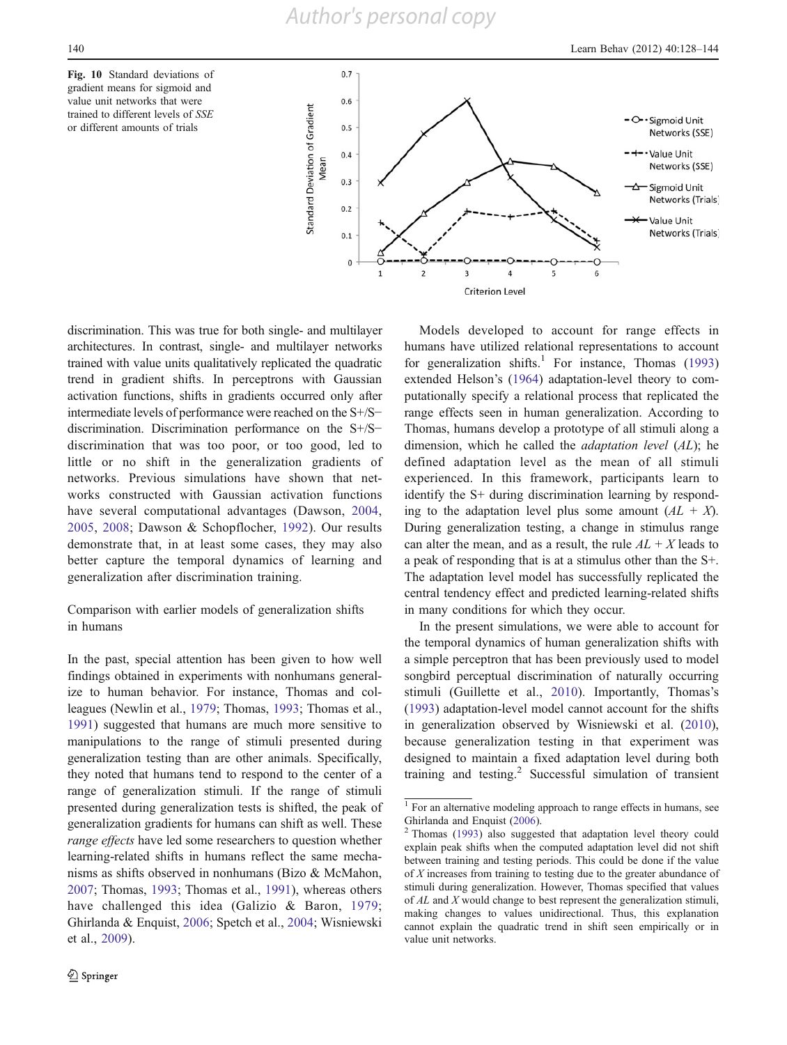Fig. 10 Standard deviations of gradient means for sigmoid and value unit networks that were trained to different levels of *SSE* or different amounts of trials

discrimination. This was true for both single- and multilayer architectures. In contrast, single- and multilayer networks trained with value units qualitatively replicated the quadratic trend in gradient shifts. In perceptrons with Gaussian activation functions, shifts in gradients occurred only after intermediate levels of performance were reached on the S+/S− discrimination. Discrimination performance on the S+/S− discrimination that was too poor, or too good, led to little or no shift in the generalization gradients of networks. Previous simulations have shown that networks constructed with Gaussian activation functions have several computational advantages (Dawson, 2004, 2005, 2008; Dawson & Schopflocher, 1992). Our results demonstrate that, in at least some cases, they may also better capture the temporal dynamics of learning and generalization after discrimination training.

## Comparison with earlier models of generalization shifts in humans

In the past, special attention has been given to how well findings obtained in experiments with nonhumans generalize to human behavior. For instance, Thomas and colleagues (Newlin et al., 1979; Thomas, 1993; Thomas et al., 1991) suggested that humans are much more sensitive to manipulations to the range of stimuli presented during generalization testing than are other animals. Specifically, they noted that humans tend to respond to the center of a range of generalization stimuli. If the range of stimuli presented during generalization tests is shifted, the peak of generalization gradients for humans can shift as well. These *range effects* have led some researchers to question whether learning-related shifts in humans reflect the same mechanisms as shifts observed in nonhumans (Bizo & McMahon, 2007; Thomas, 1993; Thomas et al., 1991), whereas others have challenged this idea (Galizio & Baron, 1979; Ghirlanda & Enquist, 2006; Spetch et al., 2004; Wisniewski et al., 2009).

Models developed to account for range effects in humans have utilized relational representations to account for generalization shifts.[1] For instance, Thomas (1993) extended Helson's (1964) adaptation-level theory to computationally specify a relational process that replicated the range effects seen in human generalization. According to Thomas, humans develop a prototype of all stimuli along a dimension, which he called the *adaptation level* (*AL*); he defined adaptation level as the mean of all stimuli experienced. In this framework, participants learn to identify the S+ during discrimination learning by responding to the adaptation level plus some amount ($AL + X$). During generalization testing, a change in stimulus range can alter the mean, and as a result, the rule $AL + X$ leads to a peak of responding that is at a stimulus other than the S+. The adaptation level model has successfully replicated the central tendency effect and predicted learning-related shifts in many conditions for which they occur.

In the present simulations, we were able to account for the temporal dynamics of human generalization shifts with a simple perceptron that has been previously used to model songbird perceptual discrimination of naturally occurring stimuli (Guillette et al., 2010). Importantly, Thomas's (1993) adaptation-level model cannot account for the shifts in generalization observed by Wisniewski et al. (2010), because generalization testing in that experiment was designed to maintain a fixed adaptation level during both training and testing.[2] Successful simulation of transient

[1] For an alternative modeling approach to range effects in humans, see Ghirlanda and Enquist (2006).

[2] Thomas (1993) also suggested that adaptation level theory could explain peak shifts when the computed adaptation level did not shift between training and testing periods. This could be done if the value of *X* increases from training to testing due to the greater abundance of stimuli during generalization. However, Thomas specified that values of *AL* and *X* would change to best represent the generalization stimuli, making changes to values unidirectional. Thus, this explanation cannot explain the quadratic trend in shift seen empirically or in value unit networks.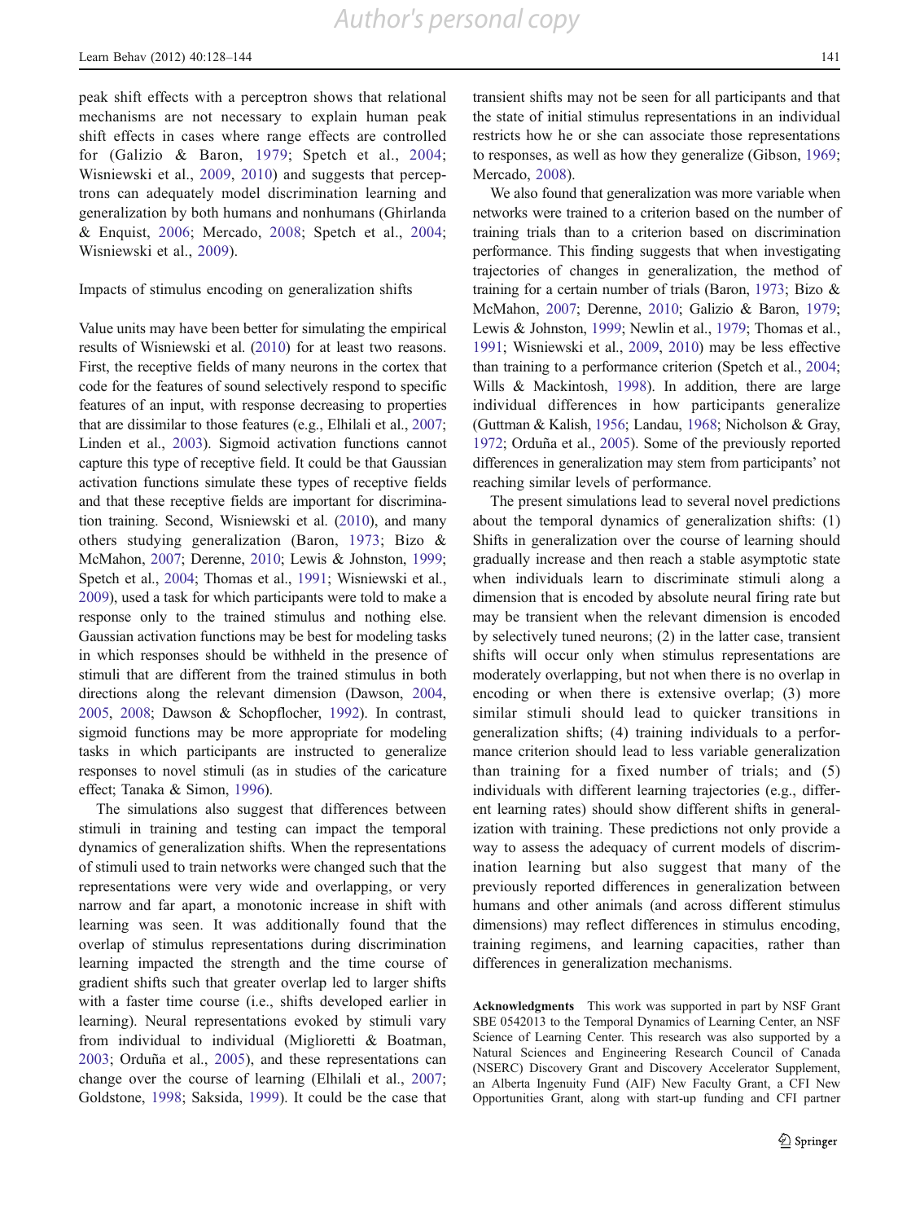peak shift effects with a perceptron shows that relational mechanisms are not necessary to explain human peak shift effects in cases where range effects are controlled for (Galizio & Baron, 1979; Spetch et al., 2004; Wisniewski et al., 2009, 2010) and suggests that perceptrons can adequately model discrimination learning and generalization by both humans and nonhumans (Ghirlanda & Enquist, 2006; Mercado, 2008; Spetch et al., 2004; Wisniewski et al., 2009).

## Impacts of stimulus encoding on generalization shifts

Value units may have been better for simulating the empirical results of Wisniewski et al. (2010) for at least two reasons. First, the receptive fields of many neurons in the cortex that code for the features of sound selectively respond to specific features of an input, with response decreasing to properties that are dissimilar to those features (e.g., Elhilali et al., 2007; Linden et al., 2003). Sigmoid activation functions cannot capture this type of receptive field. It could be that Gaussian activation functions simulate these types of receptive fields and that these receptive fields are important for discrimination training. Second, Wisniewski et al. (2010), and many others studying generalization (Baron, 1973; Bizo & McMahon, 2007; Derenne, 2010; Lewis & Johnston, 1999; Spetch et al., 2004; Thomas et al., 1991; Wisniewski et al., 2009), used a task for which participants were told to make a response only to the trained stimulus and nothing else. Gaussian activation functions may be best for modeling tasks in which responses should be withheld in the presence of stimuli that are different from the trained stimulus in both directions along the relevant dimension (Dawson, 2004, 2005, 2008; Dawson & Schopflocher, 1992). In contrast, sigmoid functions may be more appropriate for modeling tasks in which participants are instructed to generalize responses to novel stimuli (as in studies of the caricature effect; Tanaka & Simon, 1996).

The simulations also suggest that differences between stimuli in training and testing can impact the temporal dynamics of generalization shifts. When the representations of stimuli used to train networks were changed such that the representations were very wide and overlapping, or very narrow and far apart, a monotonic increase in shift with learning was seen. It was additionally found that the overlap of stimulus representations during discrimination learning impacted the strength and the time course of gradient shifts such that greater overlap led to larger shifts with a faster time course (i.e., shifts developed earlier in learning). Neural representations evoked by stimuli vary from individual to individual (Miglioretti & Boatman, 2003; Orduña et al., 2005), and these representations can change over the course of learning (Elhilali et al., 2007; Goldstone, 1998; Saksida, 1999). It could be the case that transient shifts may not be seen for all participants and that the state of initial stimulus representations in an individual restricts how he or she can associate those representations to responses, as well as how they generalize (Gibson, 1969; Mercado, 2008).

We also found that generalization was more variable when networks were trained to a criterion based on the number of training trials than to a criterion based on discrimination performance. This finding suggests that when investigating trajectories of changes in generalization, the method of training for a certain number of trials (Baron, 1973; Bizo & McMahon, 2007; Derenne, 2010; Galizio & Baron, 1979; Lewis & Johnston, 1999; Newlin et al., 1979; Thomas et al., 1991; Wisniewski et al., 2009, 2010) may be less effective than training to a performance criterion (Spetch et al., 2004; Wills & Mackintosh, 1998). In addition, there are large individual differences in how participants generalize (Guttman & Kalish, 1956; Landau, 1968; Nicholson & Gray, 1972; Orduña et al., 2005). Some of the previously reported differences in generalization may stem from participants' not reaching similar levels of performance.

The present simulations lead to several novel predictions about the temporal dynamics of generalization shifts: (1) Shifts in generalization over the course of learning should gradually increase and then reach a stable asymptotic state when individuals learn to discriminate stimuli along a dimension that is encoded by absolute neural firing rate but may be transient when the relevant dimension is encoded by selectively tuned neurons; (2) in the latter case, transient shifts will occur only when stimulus representations are moderately overlapping, but not when there is no overlap in encoding or when there is extensive overlap; (3) more similar stimuli should lead to quicker transitions in generalization shifts; (4) training individuals to a performance criterion should lead to less variable generalization than training for a fixed number of trials; and (5) individuals with different learning trajectories (e.g., different learning rates) should show different shifts in generalization with training. These predictions not only provide a way to assess the adequacy of current models of discrimination learning but also suggest that many of the previously reported differences in generalization between humans and other animals (and across different stimulus dimensions) may reflect differences in stimulus encoding, training regimens, and learning capacities, rather than differences in generalization mechanisms.

**Acknowledgments** This work was supported in part by NSF Grant SBE 0542013 to the Temporal Dynamics of Learning Center, an NSF Science of Learning Center. This research was also supported by a Natural Sciences and Engineering Research Council of Canada (NSERC) Discovery Grant and Discovery Accelerator Supplement, an Alberta Ingenuity Fund (AIF) New Faculty Grant, a CFI New Opportunities Grant, along with start-up funding and CFI partner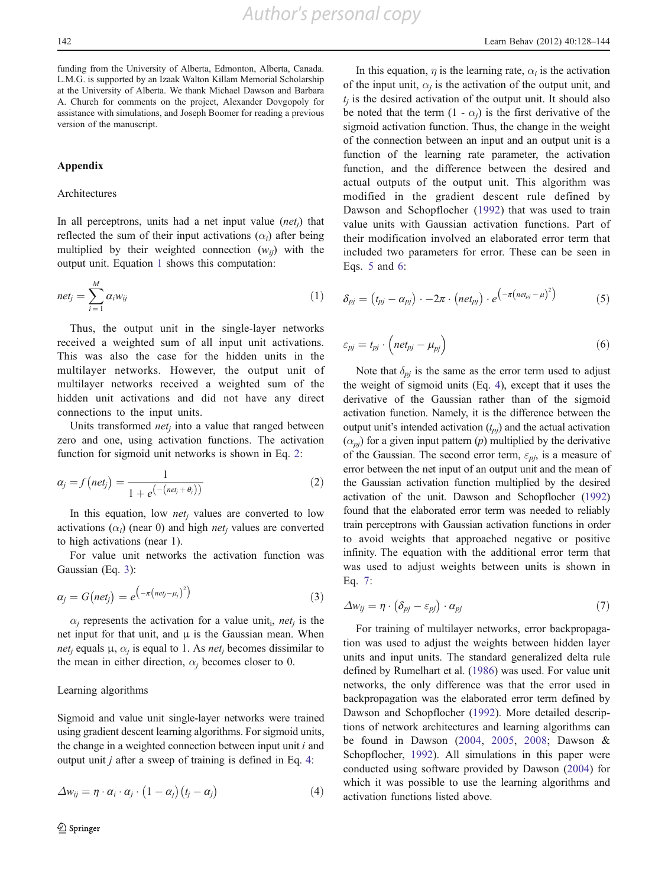funding from the University of Alberta, Edmonton, Alberta, Canada. L.M.G. is supported by an Izaak Walton Killam Memorial Scholarship at the University of Alberta. We thank Michael Dawson and Barbara A. Church for comments on the project, Alexander Dovgopoly for assistance with simulations, and Joseph Boomer for reading a previous version of the manuscript.

## Appendix

### Architectures

In all perceptrons, units had a net input value ($net_j$) that reflected the sum of their input activations ($\alpha_i$) after being multiplied by their weighted connection ($w_{ij}$) with the output unit. Equation 1 shows this computation:

$$net_j = \sum_{i=1}^{M} \alpha_i w_{ij} \tag{1}$$

Thus, the output unit in the single-layer networks received a weighted sum of all input unit activations. This was also the case for the hidden units in the multilayer networks. However, the output unit of multilayer networks received a weighted sum of the hidden unit activations and did not have any direct connections to the input units.

Units transformed $net_j$ into a value that ranged between zero and one, using activation functions. The activation function for sigmoid unit networks is shown in Eq. 2:

$$\alpha_j = f(net_j) = \frac{1}{1 + e^{\left(-\left(net_j + \theta_j\right)\right)}} \tag{2}$$

In this equation, low $net_j$ values are converted to low activations ($\alpha_i$) (near 0) and high $net_j$ values are converted to high activations (near 1).

For value unit networks the activation function was Gaussian (Eq. 3):

$$\alpha_j = G(net_j) = e^{\left(-\pi\left(net_j - \mu_j\right)^2\right)} \tag{3}$$

$\alpha_j$ represents the activation for a value unit$_i$, $net_j$ is the net input for that unit, and μ is the Gaussian mean. When $net_j$ equals μ, $\alpha_j$ is equal to 1. As $net_j$ becomes dissimilar to the mean in either direction, $\alpha_j$ becomes closer to 0.

### Learning algorithms

Sigmoid and value unit single-layer networks were trained using gradient descent learning algorithms. For sigmoid units, the change in a weighted connection between input unit *i* and output unit *j* after a sweep of training is defined in Eq. 4:

$$\Delta w_{ij} = \eta \cdot \alpha_i \cdot \alpha_j \cdot \left(1 - \alpha_j\right)\left(t_j - \alpha_j\right) \tag{4}$$

In this equation, $\eta$ is the learning rate, $\alpha_i$ is the activation of the input unit, $\alpha_j$ is the activation of the output unit, and $t_j$ is the desired activation of the output unit. It should also be noted that the term (1 - $\alpha_j$) is the first derivative of the sigmoid activation function. Thus, the change in the weight of the connection between an input and an output unit is a function of the learning rate parameter, the activation function, and the difference between the desired and actual outputs of the output unit. This algorithm was modified in the gradient descent rule defined by Dawson and Schopflocher (1992) that was used to train value units with Gaussian activation functions. Part of their modification involved an elaborated error term that included two parameters for error. These can be seen in Eqs. 5 and 6:

$$\delta_{pj} = \left(t_{pj} - \alpha_{pj}\right) \cdot -2\pi \cdot \left(net_{pj}\right) \cdot e^{\left(-\pi\left(net_{pj} - \mu\right)^2\right)} \tag{5}$$

$$\varepsilon_{pj} = t_{pj} \cdot \left(net_{pj} - \mu_{pj}\right) \tag{6}$$

Note that $\delta_{pj}$ is the same as the error term used to adjust the weight of sigmoid units (Eq. 4), except that it uses the derivative of the Gaussian rather than of the sigmoid activation function. Namely, it is the difference between the output unit's intended activation ($t_{pj}$) and the actual activation ($\alpha_{pj}$) for a given input pattern (*p*) multiplied by the derivative of the Gaussian. The second error term, $\varepsilon_{pj}$, is a measure of error between the net input of an output unit and the mean of the Gaussian activation function multiplied by the desired activation of the unit. Dawson and Schopflocher (1992) found that the elaborated error term was needed to reliably train perceptrons with Gaussian activation functions in order to avoid weights that approached negative or positive infinity. The equation with the additional error term that was used to adjust weights between units is shown in Eq. 7:

$$\Delta w_{ij} = \eta \cdot \left(\delta_{pj} - \varepsilon_{pj}\right) \cdot \alpha_{pj} \tag{7}$$

For training of multilayer networks, error backpropagation was used to adjust the weights between hidden layer units and input units. The standard generalized delta rule defined by Rumelhart et al. (1986) was used. For value unit networks, the only difference was that the error used in backpropagation was the elaborated error term defined by Dawson and Schopflocher (1992). More detailed descriptions of network architectures and learning algorithms can be found in Dawson (2004, 2005, 2008; Dawson & Schopflocher, 1992). All simulations in this paper were conducted using software provided by Dawson (2004) for which it was possible to use the learning algorithms and activation functions listed above.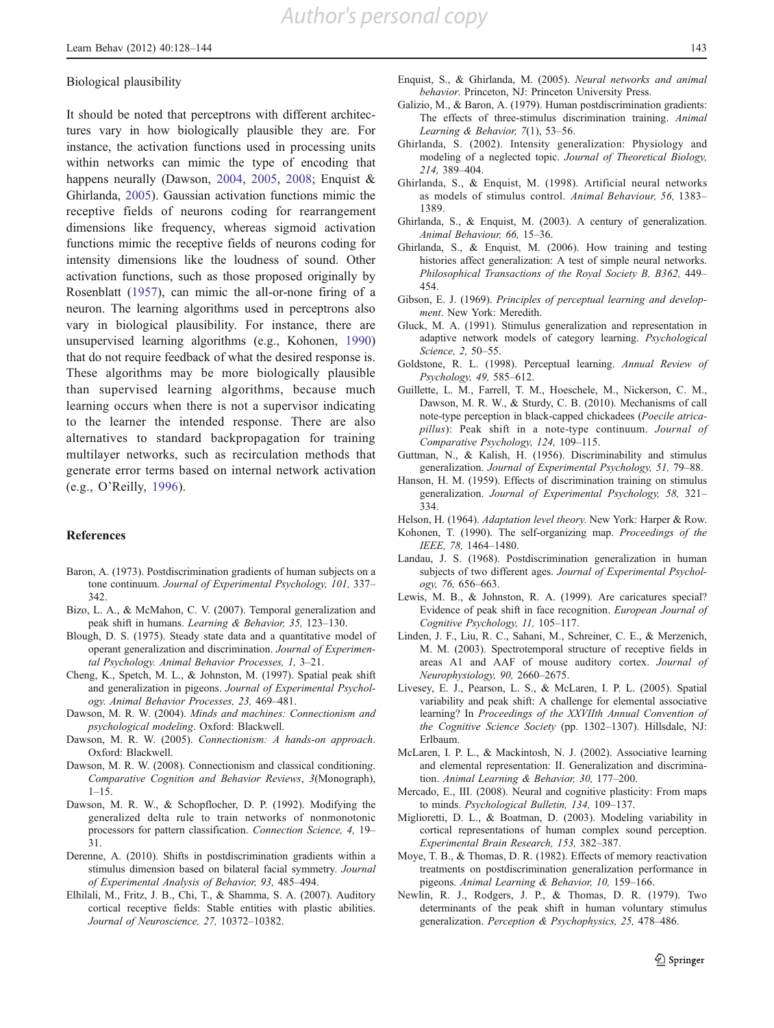Biological plausibility

It should be noted that perceptrons with different architectures vary in how biologically plausible they are. For instance, the activation functions used in processing units within networks can mimic the type of encoding that happens neurally (Dawson, 2004, 2005, 2008; Enquist & Ghirlanda, 2005). Gaussian activation functions mimic the receptive fields of neurons coding for rearrangement dimensions like frequency, whereas sigmoid activation functions mimic the receptive fields of neurons coding for intensity dimensions like the loudness of sound. Other activation functions, such as those proposed originally by Rosenblatt (1957), can mimic the all-or-none firing of a neuron. The learning algorithms used in perceptrons also vary in biological plausibility. For instance, there are unsupervised learning algorithms (e.g., Kohonen, 1990) that do not require feedback of what the desired response is. These algorithms may be more biologically plausible than supervised learning algorithms, because much learning occurs when there is not a supervisor indicating to the learner the intended response. There are also alternatives to standard backpropagation for training multilayer networks, such as recirculation methods that generate error terms based on internal network activation (e.g., O'Reilly, 1996).

## References

Baron, A. (1973). Postdiscrimination gradients of human subjects on a tone continuum. *Journal of Experimental Psychology, 101,* 337–342.

Bizo, L. A., & McMahon, C. V. (2007). Temporal generalization and peak shift in humans. *Learning & Behavior, 35,* 123–130.

Blough, D. S. (1975). Steady state data and a quantitative model of operant generalization and discrimination. *Journal of Experimental Psychology. Animal Behavior Processes, 1,* 3–21.

Cheng, K., Spetch, M. L., & Johnston, M. (1997). Spatial peak shift and generalization in pigeons. *Journal of Experimental Psychology. Animal Behavior Processes, 23,* 469–481.

Dawson, M. R. W. (2004). *Minds and machines: Connectionism and psychological modeling*. Oxford: Blackwell.

Dawson, M. R. W. (2005). *Connectionism: A hands-on approach*. Oxford: Blackwell.

Dawson, M. R. W. (2008). Connectionism and classical conditioning. *Comparative Cognition and Behavior Reviews*, *3*(Monograph), 1–15.

Dawson, M. R. W., & Schopflocher, D. P. (1992). Modifying the generalized delta rule to train networks of nonmonotonic processors for pattern classification. *Connection Science, 4,* 19–31.

Derenne, A. (2010). Shifts in postdiscrimination gradients within a stimulus dimension based on bilateral facial symmetry. *Journal of Experimental Analysis of Behavior, 93,* 485–494.

Elhilali, M., Fritz, J. B., Chi, T., & Shamma, S. A. (2007). Auditory cortical receptive fields: Stable entities with plastic abilities. *Journal of Neuroscience, 27,* 10372–10382.

Enquist, S., & Ghirlanda, M. (2005). *Neural networks and animal behavior*. Princeton, NJ: Princeton University Press.

Galizio, M., & Baron, A. (1979). Human postdiscrimination gradients: The effects of three-stimulus discrimination training. *Animal Learning & Behavior, 7*(1), 53–56.

Ghirlanda, S. (2002). Intensity generalization: Physiology and modeling of a neglected topic. *Journal of Theoretical Biology, 214,* 389–404.

Ghirlanda, S., & Enquist, M. (1998). Artificial neural networks as models of stimulus control. *Animal Behaviour, 56,* 1383–1389.

Ghirlanda, S., & Enquist, M. (2003). A century of generalization. *Animal Behaviour, 66,* 15–36.

Ghirlanda, S., & Enquist, M. (2006). How training and testing histories affect generalization: A test of simple neural networks. *Philosophical Transactions of the Royal Society B, B362,* 449–454.

Gibson, E. J. (1969). *Principles of perceptual learning and development*. New York: Meredith.

Gluck, M. A. (1991). Stimulus generalization and representation in adaptive network models of category learning. *Psychological Science, 2,* 50–55.

Goldstone, R. L. (1998). Perceptual learning. *Annual Review of Psychology, 49,* 585–612.

Guillette, L. M., Farrell, T. M., Hoeschele, M., Nickerson, C. M., Dawson, M. R. W., & Sturdy, C. B. (2010). Mechanisms of call note-type perception in black-capped chickadees (*Poecile atricapillus*): Peak shift in a note-type continuum. *Journal of Comparative Psychology, 124,* 109–115.

Guttman, N., & Kalish, H. (1956). Discriminability and stimulus generalization. *Journal of Experimental Psychology, 51,* 79–88.

Hanson, H. M. (1959). Effects of discrimination training on stimulus generalization. *Journal of Experimental Psychology, 58,* 321–334.

Helson, H. (1964). *Adaptation level theory*. New York: Harper & Row.

Kohonen, T. (1990). The self-organizing map. *Proceedings of the IEEE, 78,* 1464–1480.

Landau, J. S. (1968). Postdiscrimination generalization in human subjects of two different ages. *Journal of Experimental Psychology, 76,* 656–663.

Lewis, M. B., & Johnston, R. A. (1999). Are caricatures special? Evidence of peak shift in face recognition. *European Journal of Cognitive Psychology, 11,* 105–117.

Linden, J. F., Liu, R. C., Sahani, M., Schreiner, C. E., & Merzenich, M. M. (2003). Spectrotemporal structure of receptive fields in areas A1 and AAF of mouse auditory cortex. *Journal of Neurophysiology, 90,* 2660–2675.

Livesey, E. J., Pearson, L. S., & McLaren, I. P. L. (2005). Spatial variability and peak shift: A challenge for elemental associative learning? In *Proceedings of the XXVIIth Annual Convention of the Cognitive Science Society* (pp. 1302–1307). Hillsdale, NJ: Erlbaum.

McLaren, I. P. L., & Mackintosh, N. J. (2002). Associative learning and elemental representation: II. Generalization and discrimination. *Animal Learning & Behavior, 30,* 177–200.

Mercado, E., III. (2008). Neural and cognitive plasticity: From maps to minds. *Psychological Bulletin, 134,* 109–137.

Miglioretti, D. L., & Boatman, D. (2003). Modeling variability in cortical representations of human complex sound perception. *Experimental Brain Research, 153,* 382–387.

Moye, T. B., & Thomas, D. R. (1982). Effects of memory reactivation treatments on postdiscrimination generalization performance in pigeons. *Animal Learning & Behavior, 10,* 159–166.

Newlin, R. J., Rodgers, J. P., & Thomas, D. R. (1979). Two determinants of the peak shift in human voluntary stimulus generalization. *Perception & Psychophysics, 25,* 478–486.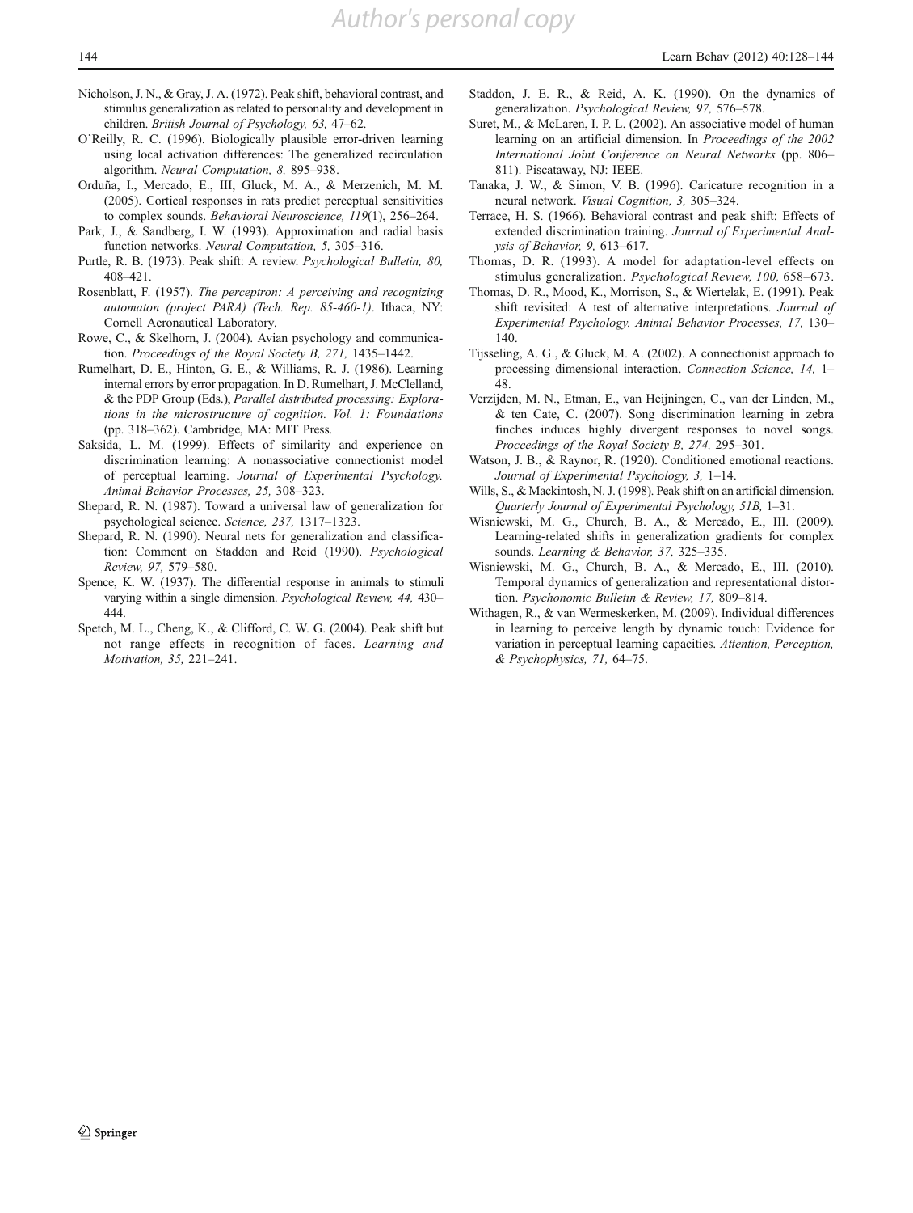Nicholson, J. N., & Gray, J. A. (1972). Peak shift, behavioral contrast, and stimulus generalization as related to personality and development in children. *British Journal of Psychology, 63,* 47–62.

O'Reilly, R. C. (1996). Biologically plausible error-driven learning using local activation differences: The generalized recirculation algorithm. *Neural Computation, 8,* 895–938.

Orduña, I., Mercado, E., III, Gluck, M. A., & Merzenich, M. M. (2005). Cortical responses in rats predict perceptual sensitivities to complex sounds. *Behavioral Neuroscience, 119*(1), 256–264.

Park, J., & Sandberg, I. W. (1993). Approximation and radial basis function networks. *Neural Computation, 5,* 305–316.

Purtle, R. B. (1973). Peak shift: A review. *Psychological Bulletin, 80,* 408–421.

Rosenblatt, F. (1957). *The perceptron: A perceiving and recognizing automaton (project PARA) (Tech. Rep. 85-460-1)*. Ithaca, NY: Cornell Aeronautical Laboratory.

Rowe, C., & Skelhorn, J. (2004). Avian psychology and communication. *Proceedings of the Royal Society B, 271,* 1435–1442.

Rumelhart, D. E., Hinton, G. E., & Williams, R. J. (1986). Learning internal errors by error propagation. In D. Rumelhart, J. McClelland, & the PDP Group (Eds.), *Parallel distributed processing: Explorations in the microstructure of cognition. Vol. 1: Foundations* (pp. 318–362). Cambridge, MA: MIT Press.

Saksida, L. M. (1999). Effects of similarity and experience on discrimination learning: A nonassociative connectionist model of perceptual learning. *Journal of Experimental Psychology. Animal Behavior Processes, 25,* 308–323.

Shepard, R. N. (1987). Toward a universal law of generalization for psychological science. *Science, 237,* 1317–1323.

Shepard, R. N. (1990). Neural nets for generalization and classification: Comment on Staddon and Reid (1990). *Psychological Review, 97,* 579–580.

Spence, K. W. (1937). The differential response in animals to stimuli varying within a single dimension. *Psychological Review, 44,* 430–444.

Spetch, M. L., Cheng, K., & Clifford, C. W. G. (2004). Peak shift but not range effects in recognition of faces. *Learning and Motivation, 35,* 221–241.

Staddon, J. E. R., & Reid, A. K. (1990). On the dynamics of generalization. *Psychological Review, 97,* 576–578.

Suret, M., & McLaren, I. P. L. (2002). An associative model of human learning on an artificial dimension. In *Proceedings of the 2002 International Joint Conference on Neural Networks* (pp. 806–811). Piscataway, NJ: IEEE.

Tanaka, J. W., & Simon, V. B. (1996). Caricature recognition in a neural network. *Visual Cognition, 3,* 305–324.

Terrace, H. S. (1966). Behavioral contrast and peak shift: Effects of extended discrimination training. *Journal of Experimental Analysis of Behavior, 9,* 613–617.

Thomas, D. R. (1993). A model for adaptation-level effects on stimulus generalization. *Psychological Review, 100,* 658–673.

Thomas, D. R., Mood, K., Morrison, S., & Wiertelak, E. (1991). Peak shift revisited: A test of alternative interpretations. *Journal of Experimental Psychology. Animal Behavior Processes, 17,* 130–140.

Tijsseling, A. G., & Gluck, M. A. (2002). A connectionist approach to processing dimensional interaction. *Connection Science, 14,* 1–48.

Verzijden, M. N., Etman, E., van Heijningen, C., van der Linden, M., & ten Cate, C. (2007). Song discrimination learning in zebra finches induces highly divergent responses to novel songs. *Proceedings of the Royal Society B, 274,* 295–301.

Watson, J. B., & Raynor, R. (1920). Conditioned emotional reactions. *Journal of Experimental Psychology, 3,* 1–14.

Wills, S., & Mackintosh, N. J. (1998). Peak shift on an artificial dimension. *Quarterly Journal of Experimental Psychology, 51B,* 1–31.

Wisniewski, M. G., Church, B. A., & Mercado, E., III. (2009). Learning-related shifts in generalization gradients for complex sounds. *Learning & Behavior, 37,* 325–335.

Wisniewski, M. G., Church, B. A., & Mercado, E., III. (2010). Temporal dynamics of generalization and representational distortion. *Psychonomic Bulletin & Review, 17,* 809–814.

Withagen, R., & van Wermeskerken, M. (2009). Individual differences in learning to perceive length by dynamic touch: Evidence for variation in perceptual learning capacities. *Attention, Perception, & Psychophysics, 71,* 64–75.